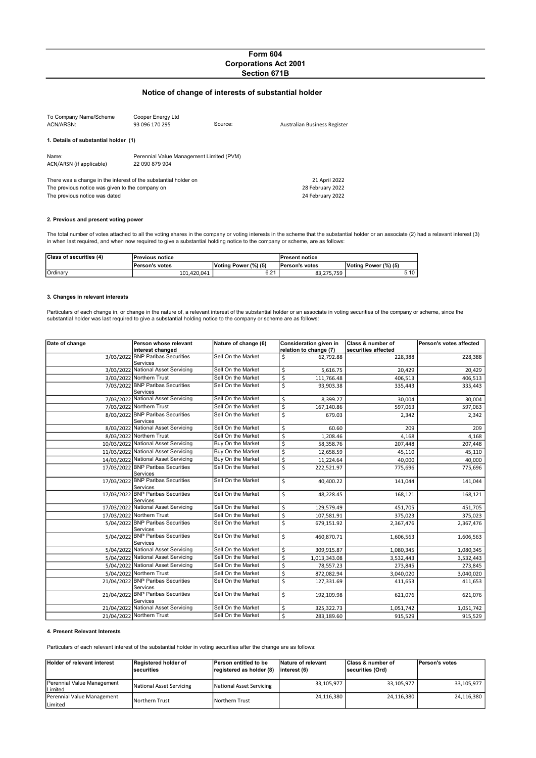# Form 604
## Corporations Act 2001
## Section 671B

### Notice of change of interests of substantial holder

| | | | |
|---|---|---|---|
| To Company Name/Scheme | Cooper Energy Ltd | | |
| ACN/ARSN: | 93 096 170 295 | Source: | Australian Business Register |

**1. Details of substantial holder (1)**

| | |
|---|---|
| Name: | Perennial Value Management Limited (PVM) |
| ACN/ARSN (if applicable) | 22 090 879 904 |

| | |
|---|---|
| There was a change in the interest of the substantial holder on | 21 April 2022 |
| The previous notice was given to the company on | 28 February 2022 |
| The previous notice was dated | 24 February 2022 |

**2. Previous and present voting power**

The total number of votes attached to all the voting shares in the company or voting interests in the scheme that the substantial holder or an associate (2) had a relavant interest (3) in when last required, and when now required to give a substantial holding notice to the company or scheme, are as follows:

| Class of securities (4) | Previous notice | | Present notice | |
|---|---|---|---|---|
| | Person's votes | Voting Power (%) (5) | Person's votes | Voting Power (%) (5) |
| Ordinary | 101,420,041 | 6.21 | 83,275,759 | 5.10 |

**3. Changes in relevant interests**

Particulars of each change in, or change in the nature of, a relevant interest of the substantial holder or an associate in voting securities of the company or scheme, since the substantial holder was last required to give a substantial holding notice to the company or scheme are as follows:

| Date of change | Person whose relevant interest changed | Nature of change (6) | Consideration given in relation to change (7) | Class & number of securities affected | Person's votes affected |
|---|---|---|---|---|---|
| 3/03/2022 | BNP Paribas Securities Services | Sell On the Market | $ 62,792.88 | 228,388 | 228,388 |
| 3/03/2022 | National Asset Servicing | Sell On the Market | $ 5,616.75 | 20,429 | 20,429 |
| 3/03/2022 | Northern Trust | Sell On the Market | $ 111,766.48 | 406,513 | 406,513 |
| 7/03/2022 | BNP Paribas Securities Services | Sell On the Market | $ 93,903.38 | 335,443 | 335,443 |
| 7/03/2022 | National Asset Servicing | Sell On the Market | $ 8,399.27 | 30,004 | 30,004 |
| 7/03/2022 | Northern Trust | Sell On the Market | $ 167,140.86 | 597,063 | 597,063 |
| 8/03/2022 | BNP Paribas Securities Services | Sell On the Market | $ 679.03 | 2,342 | 2,342 |
| 8/03/2022 | National Asset Servicing | Sell On the Market | $ 60.60 | 209 | 209 |
| 8/03/2022 | Northern Trust | Sell On the Market | $ 1,208.46 | 4,168 | 4,168 |
| 10/03/2022 | National Asset Servicing | Buy On the Market | $ 58,358.76 | 207,448 | 207,448 |
| 11/03/2022 | National Asset Servicing | Buy On the Market | $ 12,658.59 | 45,110 | 45,110 |
| 14/03/2022 | National Asset Servicing | Buy On the Market | $ 11,224.64 | 40,000 | 40,000 |
| 17/03/2022 | BNP Paribas Securities Services | Sell On the Market | $ 222,521.97 | 775,696 | 775,696 |
| 17/03/2022 | BNP Paribas Securities Services | Sell On the Market | $ 40,400.22 | 141,044 | 141,044 |
| 17/03/2022 | BNP Paribas Securities Services | Sell On the Market | $ 48,228.45 | 168,121 | 168,121 |
| 17/03/2022 | National Asset Servicing | Sell On the Market | $ 129,579.49 | 451,705 | 451,705 |
| 17/03/2022 | Northern Trust | Sell On the Market | $ 107,581.91 | 375,023 | 375,023 |
| 5/04/2022 | BNP Paribas Securities Services | Sell On the Market | $ 679,151.92 | 2,367,476 | 2,367,476 |
| 5/04/2022 | BNP Paribas Securities Services | Sell On the Market | $ 460,870.71 | 1,606,563 | 1,606,563 |
| 5/04/2022 | National Asset Servicing | Sell On the Market | $ 309,915.87 | 1,080,345 | 1,080,345 |
| 5/04/2022 | National Asset Servicing | Sell On the Market | $ 1,013,343.08 | 3,532,443 | 3,532,443 |
| 5/04/2022 | National Asset Servicing | Sell On the Market | $ 78,557.23 | 273,845 | 273,845 |
| 5/04/2022 | Northern Trust | Sell On the Market | $ 872,082.94 | 3,040,020 | 3,040,020 |
| 21/04/2022 | BNP Paribas Securities Services | Sell On the Market | $ 127,331.69 | 411,653 | 411,653 |
| 21/04/2022 | BNP Paribas Securities Services | Sell On the Market | $ 192,109.98 | 621,076 | 621,076 |
| 21/04/2022 | National Asset Servicing | Sell On the Market | $ 325,322.73 | 1,051,742 | 1,051,742 |
| 21/04/2022 | Northern Trust | Sell On the Market | $ 283,189.60 | 915,529 | 915,529 |

**4. Present Relevant Interests**

Particulars of each relevant interest of the substantial holder in voting securities after the change are as follows:

| Holder of relevant interest | Registered holder of securities | Person entitled to be registered as holder (8) | Nature of relevant interest (6) | Class & number of securities (Ord) | Person's votes |
|---|---|---|---|---|---|
| Perennial Value Management Limited | National Asset Servicing | National Asset Servicing | 33,105,977 | 33,105,977 | 33,105,977 |
| Perennial Value Management Limited | Northern Trust | Northern Trust | 24,116,380 | 24,116,380 | 24,116,380 |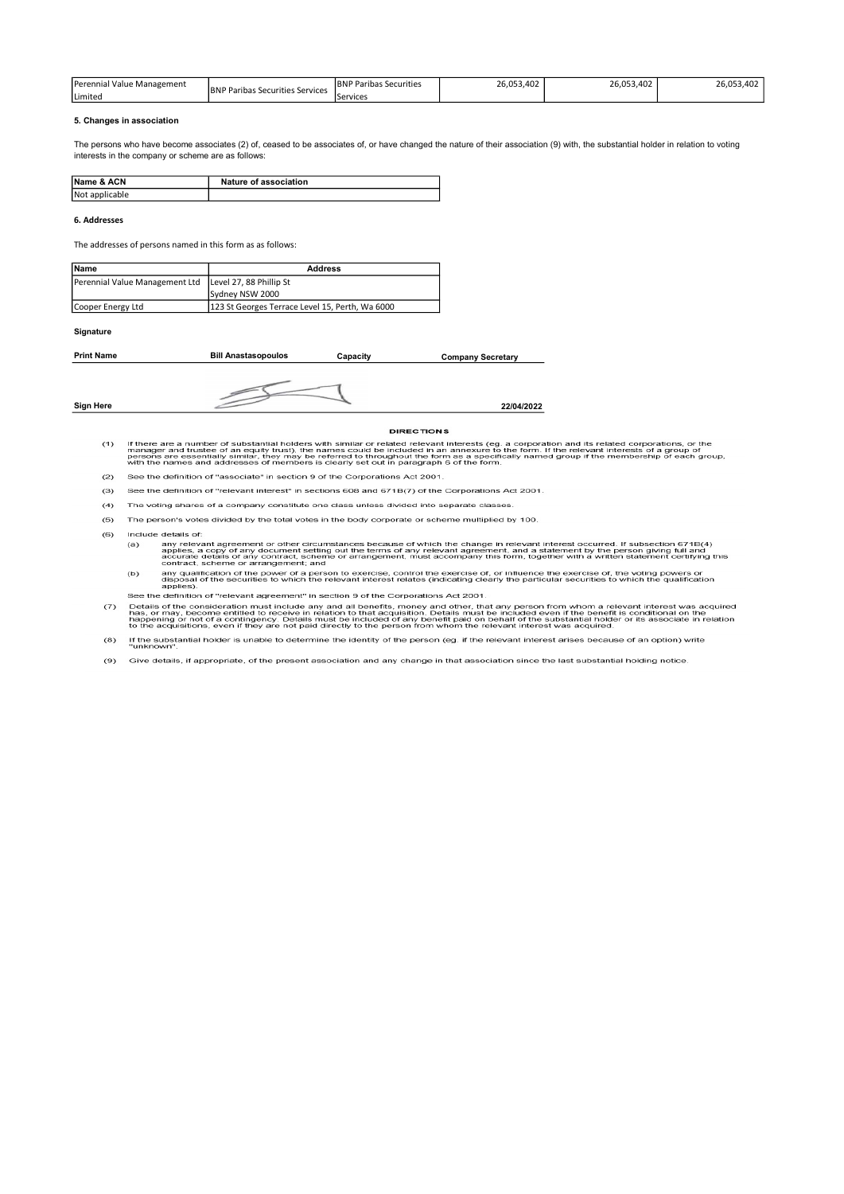| | | | | | |
|---|---|---|---|---|---|
| Perennial Value Management Limited | BNP Paribas Securities Services | BNP Paribas Securities Services | 26,053,402 | 26,053,402 | 26,053,402 |

**5. Changes in association**

The persons who have become associates (2) of, ceased to be associates of, or have changed the nature of their association (9) with, the substantial holder in relation to voting interests in the company or scheme are as follows:

| Name & ACN | Nature of association |
|---|---|
| Not applicable | |

**6. Addresses**

The addresses of persons named in this form as as follows:

| Name | Address |
|---|---|
| Perennial Value Management Ltd | Level 27, 88 Phillip St<br>Sydney NSW 2000 |
| Cooper Energy Ltd | 123 St Georges Terrace Level 15, Perth, Wa 6000 |

**Signature**

| | | | |
|---|---|---|---|
| **Print Name** | **Bill Anastasopoulos** | **Capacity** | **Company Secretary** |
| **Sign Here** | | | **22/04/2022** |

**DIRECTIONS**

(1) If there are a number of substantial holders with similar or related relevant interests (eg. a corporation and its related corporations, or the manager and trustee of an equity trust), the names could be included in an annexure to the form. If the relevant interests of a group of persons are essentially similar, they may be referred to throughout the form as a specifically named group if the membership of each group, with the names and addresses of members is clearly set out in paragraph 6 of the form.

(2) See the definition of "associate" in section 9 of the Corporations Act 2001.

(3) See the definition of "relevant interest" in sections 608 and 671B(7) of the Corporations Act 2001.

(4) The voting shares of a company constitute one class unless divided into separate classes.

(5) The person's votes divided by the total votes in the body corporate or scheme multiplied by 100.

(6) Include details of:

(a) any relevant agreement or other circumstances because of which the change in relevant interest occurred. If subsection 671B(4) applies, a copy of any document setting out the terms of any relevant agreement, and a statement by the person giving full and accurate details of any contract, scheme or arrangement, must accompany this form, together with a written statement certifying this contract, scheme or arrangement; and

(b) any qualification of the power of a person to exercise, control the exercise of, or influence the exercise of, the voting powers or disposal of the securities to which the relevant interest relates (indicating clearly the particular securities to which the qualification applies).

See the definition of "relevant agreement" in section 9 of the Corporations Act 2001.

(7) Details of the consideration must include any and all benefits, money and other, that any person from whom a relevant interest was acquired has, or may, become entitled to receive in relation to that acquisition. Details must be included even if the benefit is conditional on the happening or not of a contingency. Details must be included of any benefit paid on behalf of the substantial holder or its associate in relation to the acquisitions, even if they are not paid directly to the person from whom the relevant interest was acquired.

(8) If the substantial holder is unable to determine the identity of the person (eg. if the relevant interest arises because of an option) write "unknown".

(9) Give details, if appropriate, of the present association and any change in that association since the last substantial holding notice.